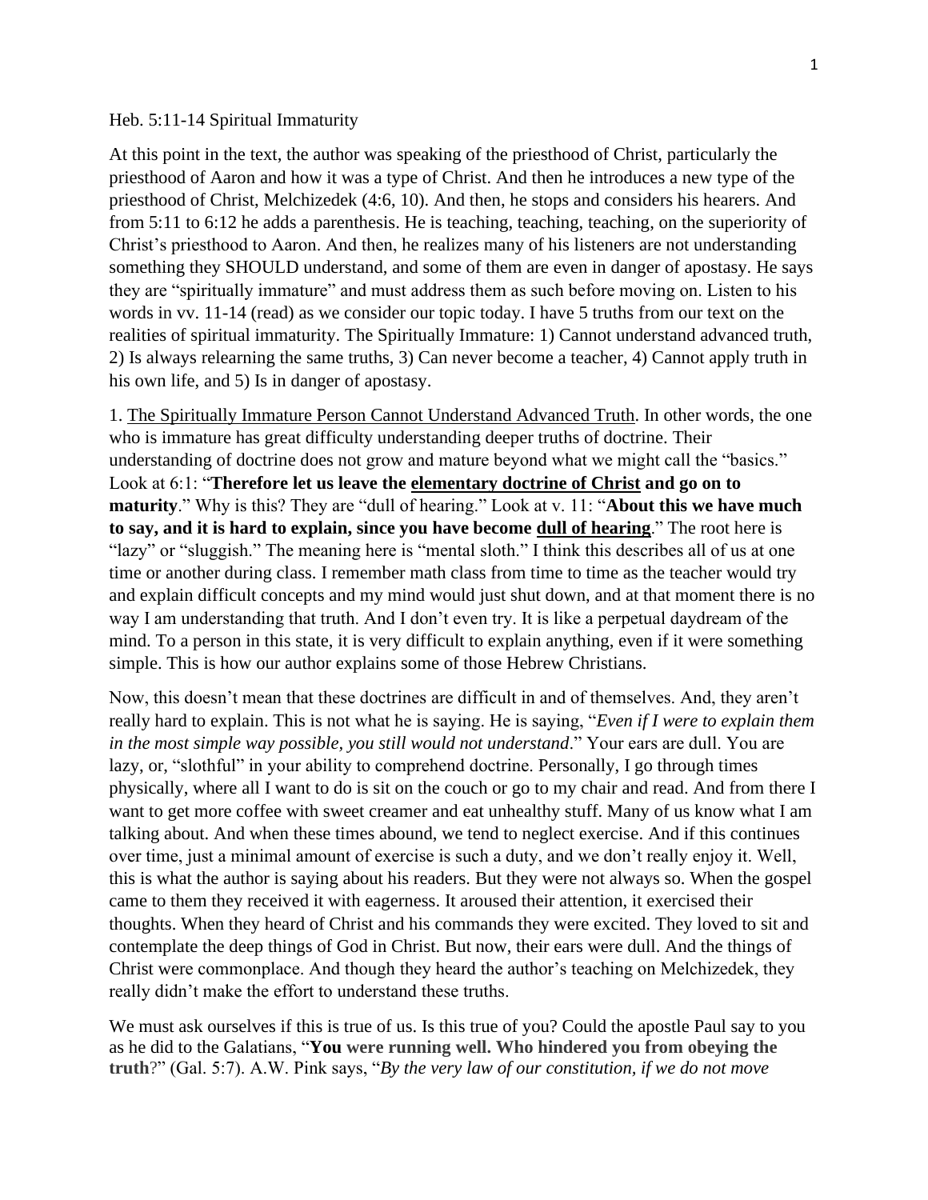Heb. 5:11-14 Spiritual Immaturity

At this point in the text, the author was speaking of the priesthood of Christ, particularly the priesthood of Aaron and how it was a type of Christ. And then he introduces a new type of the priesthood of Christ, Melchizedek (4:6, 10). And then, he stops and considers his hearers. And from 5:11 to 6:12 he adds a parenthesis. He is teaching, teaching, teaching, on the superiority of Christ's priesthood to Aaron. And then, he realizes many of his listeners are not understanding something they SHOULD understand, and some of them are even in danger of apostasy. He says they are "spiritually immature" and must address them as such before moving on. Listen to his words in vv. 11-14 (read) as we consider our topic today. I have 5 truths from our text on the realities of spiritual immaturity. The Spiritually Immature: 1) Cannot understand advanced truth, 2) Is always relearning the same truths, 3) Can never become a teacher, 4) Cannot apply truth in his own life, and 5) Is in danger of apostasy.

1. <u>The Spiritually Immature Person Cannot Understand Advanced Truth</u>. In other words, the one who is immature has great difficulty understanding deeper truths of doctrine. Their understanding of doctrine does not grow and mature beyond what we might call the "basics." Look at 6:1: "**Therefore let us leave the <u>elementary doctrine of Christ</u> and go on to maturity**." Why is this? They are "dull of hearing." Look at v. 11: "**About this we have much to say, and it is hard to explain, since you have become <u>dull of hearing</u>**." The root here is "lazy" or "sluggish." The meaning here is "mental sloth." I think this describes all of us at one time or another during class. I remember math class from time to time as the teacher would try and explain difficult concepts and my mind would just shut down, and at that moment there is no way I am understanding that truth. And I don't even try. It is like a perpetual daydream of the mind. To a person in this state, it is very difficult to explain anything, even if it were something simple. This is how our author explains some of those Hebrew Christians.

Now, this doesn't mean that these doctrines are difficult in and of themselves. And, they aren't really hard to explain. This is not what he is saying. He is saying, "*Even if I were to explain them in the most simple way possible, you still would not understand*." Your ears are dull. You are lazy, or, "slothful" in your ability to comprehend doctrine. Personally, I go through times physically, where all I want to do is sit on the couch or go to my chair and read. And from there I want to get more coffee with sweet creamer and eat unhealthy stuff. Many of us know what I am talking about. And when these times abound, we tend to neglect exercise. And if this continues over time, just a minimal amount of exercise is such a duty, and we don't really enjoy it. Well, this is what the author is saying about his readers. But they were not always so. When the gospel came to them they received it with eagerness. It aroused their attention, it exercised their thoughts. When they heard of Christ and his commands they were excited. They loved to sit and contemplate the deep things of God in Christ. But now, their ears were dull. And the things of Christ were commonplace. And though they heard the author's teaching on Melchizedek, they really didn't make the effort to understand these truths.

We must ask ourselves if this is true of us. Is this true of you? Could the apostle Paul say to you as he did to the Galatians, "**You were running well. Who hindered you from obeying the truth**?" (Gal. 5:7). A.W. Pink says, "*By the very law of our constitution, if we do not move*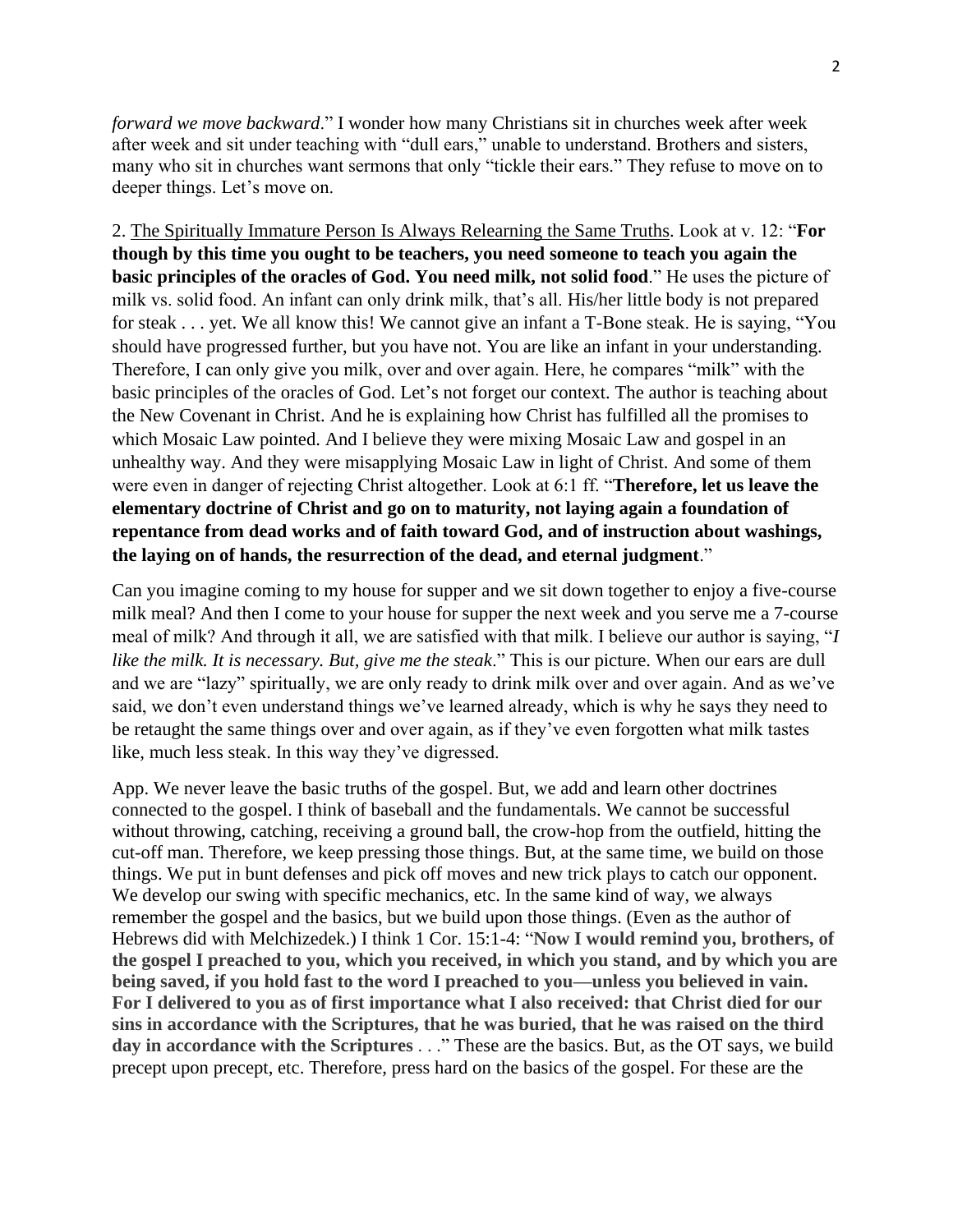*forward we move backward*." I wonder how many Christians sit in churches week after week after week and sit under teaching with "dull ears," unable to understand. Brothers and sisters, many who sit in churches want sermons that only "tickle their ears." They refuse to move on to deeper things. Let's move on.

2. <u>The Spiritually Immature Person Is Always Relearning the Same Truths</u>. Look at v. 12: "**For though by this time you ought to be teachers, you need someone to teach you again the basic principles of the oracles of God. You need milk, not solid food**." He uses the picture of milk vs. solid food. An infant can only drink milk, that's all. His/her little body is not prepared for steak . . . yet. We all know this! We cannot give an infant a T-Bone steak. He is saying, "You should have progressed further, but you have not. You are like an infant in your understanding. Therefore, I can only give you milk, over and over again. Here, he compares "milk" with the basic principles of the oracles of God. Let's not forget our context. The author is teaching about the New Covenant in Christ. And he is explaining how Christ has fulfilled all the promises to which Mosaic Law pointed. And I believe they were mixing Mosaic Law and gospel in an unhealthy way. And they were misapplying Mosaic Law in light of Christ. And some of them were even in danger of rejecting Christ altogether. Look at 6:1 ff. "**Therefore, let us leave the elementary doctrine of Christ and go on to maturity, not laying again a foundation of repentance from dead works and of faith toward God, and of instruction about washings, the laying on of hands, the resurrection of the dead, and eternal judgment**."

Can you imagine coming to my house for supper and we sit down together to enjoy a five-course milk meal? And then I come to your house for supper the next week and you serve me a 7-course meal of milk? And through it all, we are satisfied with that milk. I believe our author is saying, "*I like the milk. It is necessary. But, give me the steak*." This is our picture. When our ears are dull and we are "lazy" spiritually, we are only ready to drink milk over and over again. And as we've said, we don't even understand things we've learned already, which is why he says they need to be retaught the same things over and over again, as if they've even forgotten what milk tastes like, much less steak. In this way they've digressed.

App. We never leave the basic truths of the gospel. But, we add and learn other doctrines connected to the gospel. I think of baseball and the fundamentals. We cannot be successful without throwing, catching, receiving a ground ball, the crow-hop from the outfield, hitting the cut-off man. Therefore, we keep pressing those things. But, at the same time, we build on those things. We put in bunt defenses and pick off moves and new trick plays to catch our opponent. We develop our swing with specific mechanics, etc. In the same kind of way, we always remember the gospel and the basics, but we build upon those things. (Even as the author of Hebrews did with Melchizedek.) I think 1 Cor. 15:1-4: "**Now I would remind you, brothers, of the gospel I preached to you, which you received, in which you stand, and by which you are being saved, if you hold fast to the word I preached to you—unless you believed in vain. For I delivered to you as of first importance what I also received: that Christ died for our sins in accordance with the Scriptures, that he was buried, that he was raised on the third day in accordance with the Scriptures** . . ." These are the basics. But, as the OT says, we build precept upon precept, etc. Therefore, press hard on the basics of the gospel. For these are the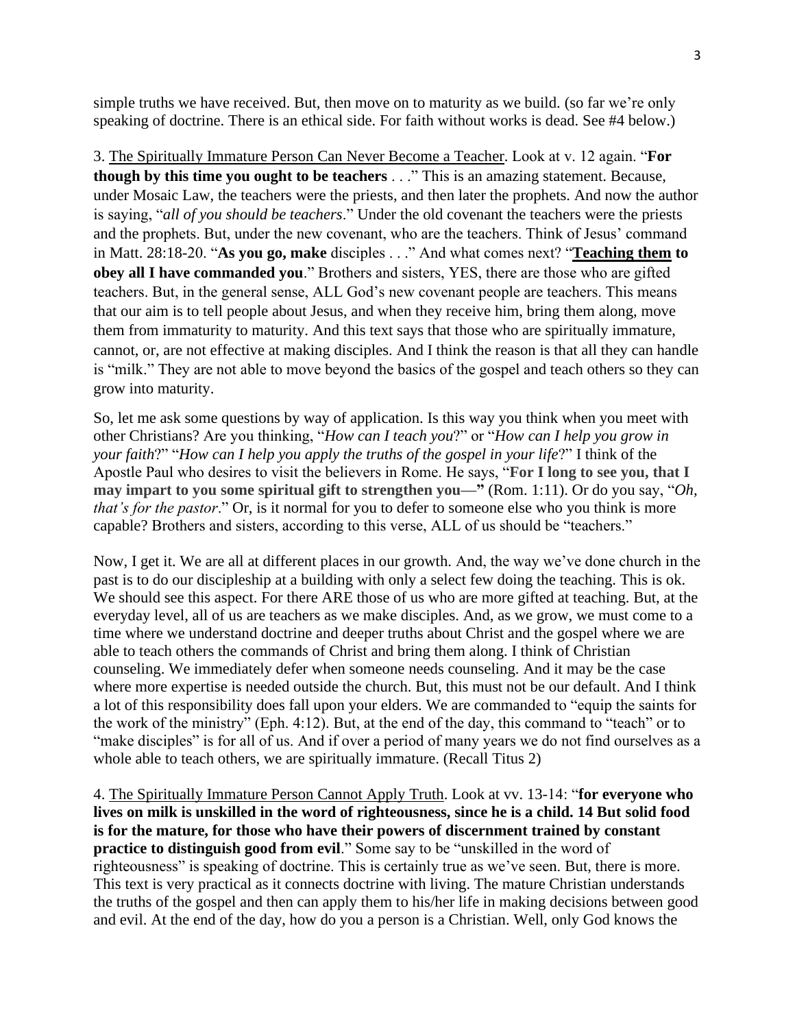simple truths we have received. But, then move on to maturity as we build. (so far we're only speaking of doctrine. There is an ethical side. For faith without works is dead. See #4 below.)

3. <u>The Spiritually Immature Person Can Never Become a Teacher</u>. Look at v. 12 again. "**For though by this time you ought to be teachers** . . ." This is an amazing statement. Because, under Mosaic Law, the teachers were the priests, and then later the prophets. And now the author is saying, "*all of you should be teachers*." Under the old covenant the teachers were the priests and the prophets. But, under the new covenant, who are the teachers. Think of Jesus' command in Matt. 28:18-20. "**As you go, make** disciples . . ." And what comes next? "**<u>Teaching them</u> to obey all I have commanded you**." Brothers and sisters, YES, there are those who are gifted teachers. But, in the general sense, ALL God's new covenant people are teachers. This means that our aim is to tell people about Jesus, and when they receive him, bring them along, move them from immaturity to maturity. And this text says that those who are spiritually immature, cannot, or, are not effective at making disciples. And I think the reason is that all they can handle is "milk." They are not able to move beyond the basics of the gospel and teach others so they can grow into maturity.

So, let me ask some questions by way of application. Is this way you think when you meet with other Christians? Are you thinking, "*How can I teach you*?" or "*How can I help you grow in your faith*?" "*How can I help you apply the truths of the gospel in your life*?" I think of the Apostle Paul who desires to visit the believers in Rome. He says, "**For I long to see you, that I may impart to you some spiritual gift to strengthen you—**" (Rom. 1:11). Or do you say, "*Oh, that's for the pastor*." Or, is it normal for you to defer to someone else who you think is more capable? Brothers and sisters, according to this verse, ALL of us should be "teachers."

Now, I get it. We are all at different places in our growth. And, the way we've done church in the past is to do our discipleship at a building with only a select few doing the teaching. This is ok. We should see this aspect. For there ARE those of us who are more gifted at teaching. But, at the everyday level, all of us are teachers as we make disciples. And, as we grow, we must come to a time where we understand doctrine and deeper truths about Christ and the gospel where we are able to teach others the commands of Christ and bring them along. I think of Christian counseling. We immediately defer when someone needs counseling. And it may be the case where more expertise is needed outside the church. But, this must not be our default. And I think a lot of this responsibility does fall upon your elders. We are commanded to "equip the saints for the work of the ministry" (Eph. 4:12). But, at the end of the day, this command to "teach" or to "make disciples" is for all of us. And if over a period of many years we do not find ourselves as a whole able to teach others, we are spiritually immature. (Recall Titus 2)

4. <u>The Spiritually Immature Person Cannot Apply Truth</u>. Look at vv. 13-14: "**for everyone who lives on milk is unskilled in the word of righteousness, since he is a child. 14 But solid food is for the mature, for those who have their powers of discernment trained by constant practice to distinguish good from evil**." Some say to be "unskilled in the word of righteousness" is speaking of doctrine. This is certainly true as we've seen. But, there is more. This text is very practical as it connects doctrine with living. The mature Christian understands the truths of the gospel and then can apply them to his/her life in making decisions between good and evil. At the end of the day, how do you a person is a Christian. Well, only God knows the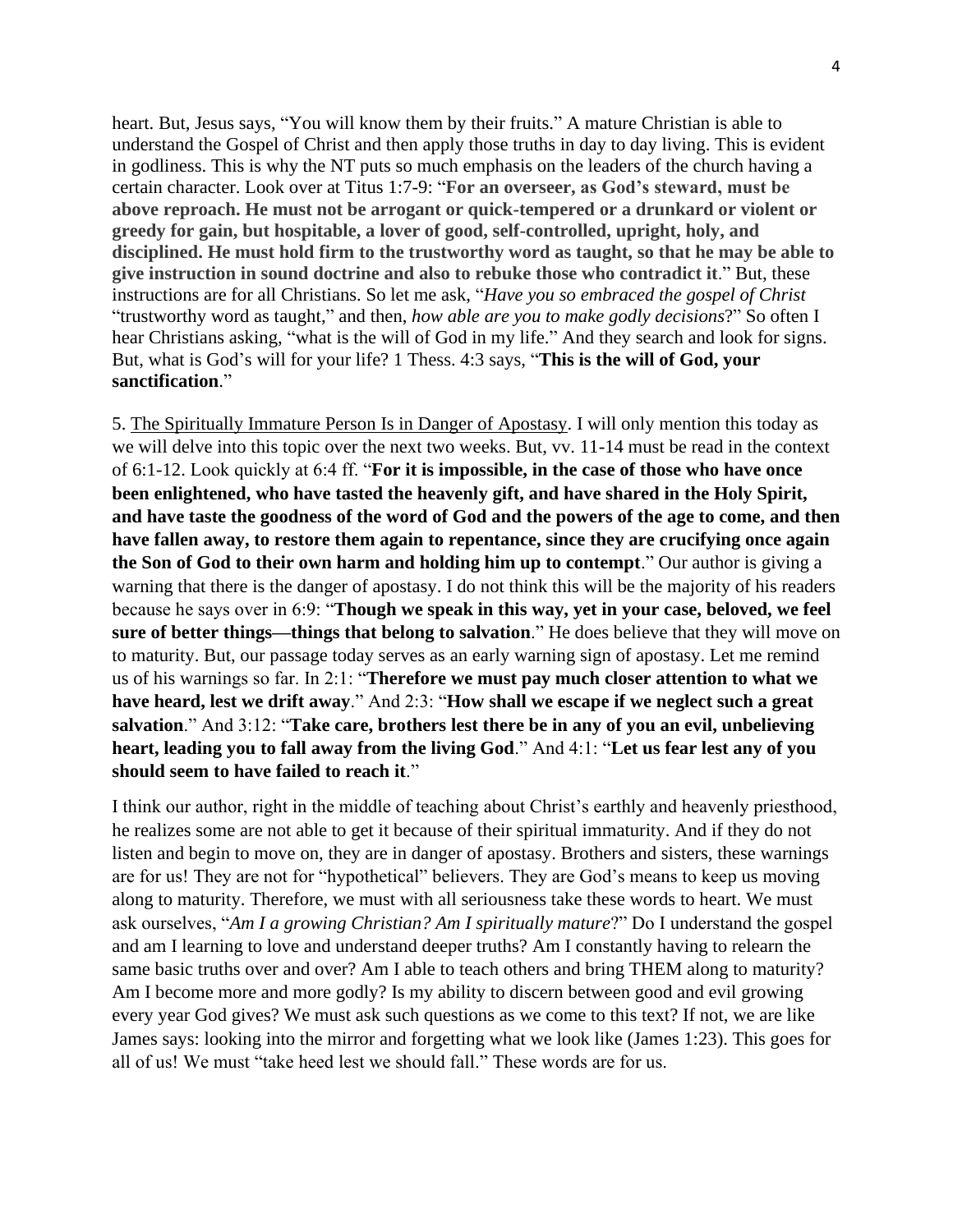heart. But, Jesus says, "You will know them by their fruits." A mature Christian is able to understand the Gospel of Christ and then apply those truths in day to day living. This is evident in godliness. This is why the NT puts so much emphasis on the leaders of the church having a certain character. Look over at Titus 1:7-9: "**For an overseer, as God's steward, must be above reproach. He must not be arrogant or quick-tempered or a drunkard or violent or greedy for gain, but hospitable, a lover of good, self-controlled, upright, holy, and disciplined. He must hold firm to the trustworthy word as taught, so that he may be able to give instruction in sound doctrine and also to rebuke those who contradict it**." But, these instructions are for all Christians. So let me ask, "*Have you so embraced the gospel of Christ* "trustworthy word as taught," and then, *how able are you to make godly decisions*?" So often I hear Christians asking, "what is the will of God in my life." And they search and look for signs. But, what is God's will for your life? 1 Thess. 4:3 says, "**This is the will of God, your sanctification**."

5. <u>The Spiritually Immature Person Is in Danger of Apostasy</u>. I will only mention this today as we will delve into this topic over the next two weeks. But, vv. 11-14 must be read in the context of 6:1-12. Look quickly at 6:4 ff. "**For it is impossible, in the case of those who have once been enlightened, who have tasted the heavenly gift, and have shared in the Holy Spirit, and have taste the goodness of the word of God and the powers of the age to come, and then have fallen away, to restore them again to repentance, since they are crucifying once again the Son of God to their own harm and holding him up to contempt**." Our author is giving a warning that there is the danger of apostasy. I do not think this will be the majority of his readers because he says over in 6:9: "**Though we speak in this way, yet in your case, beloved, we feel sure of better things—things that belong to salvation**." He does believe that they will move on to maturity. But, our passage today serves as an early warning sign of apostasy. Let me remind us of his warnings so far. In 2:1: "**Therefore we must pay much closer attention to what we have heard, lest we drift away**." And 2:3: "**How shall we escape if we neglect such a great salvation**." And 3:12: "**Take care, brothers lest there be in any of you an evil, unbelieving heart, leading you to fall away from the living God**." And 4:1: "**Let us fear lest any of you should seem to have failed to reach it**."

I think our author, right in the middle of teaching about Christ's earthly and heavenly priesthood, he realizes some are not able to get it because of their spiritual immaturity. And if they do not listen and begin to move on, they are in danger of apostasy. Brothers and sisters, these warnings are for us! They are not for "hypothetical" believers. They are God's means to keep us moving along to maturity. Therefore, we must with all seriousness take these words to heart. We must ask ourselves, "*Am I a growing Christian? Am I spiritually mature*?" Do I understand the gospel and am I learning to love and understand deeper truths? Am I constantly having to relearn the same basic truths over and over? Am I able to teach others and bring THEM along to maturity? Am I become more and more godly? Is my ability to discern between good and evil growing every year God gives? We must ask such questions as we come to this text? If not, we are like James says: looking into the mirror and forgetting what we look like (James 1:23). This goes for all of us! We must "take heed lest we should fall." These words are for us.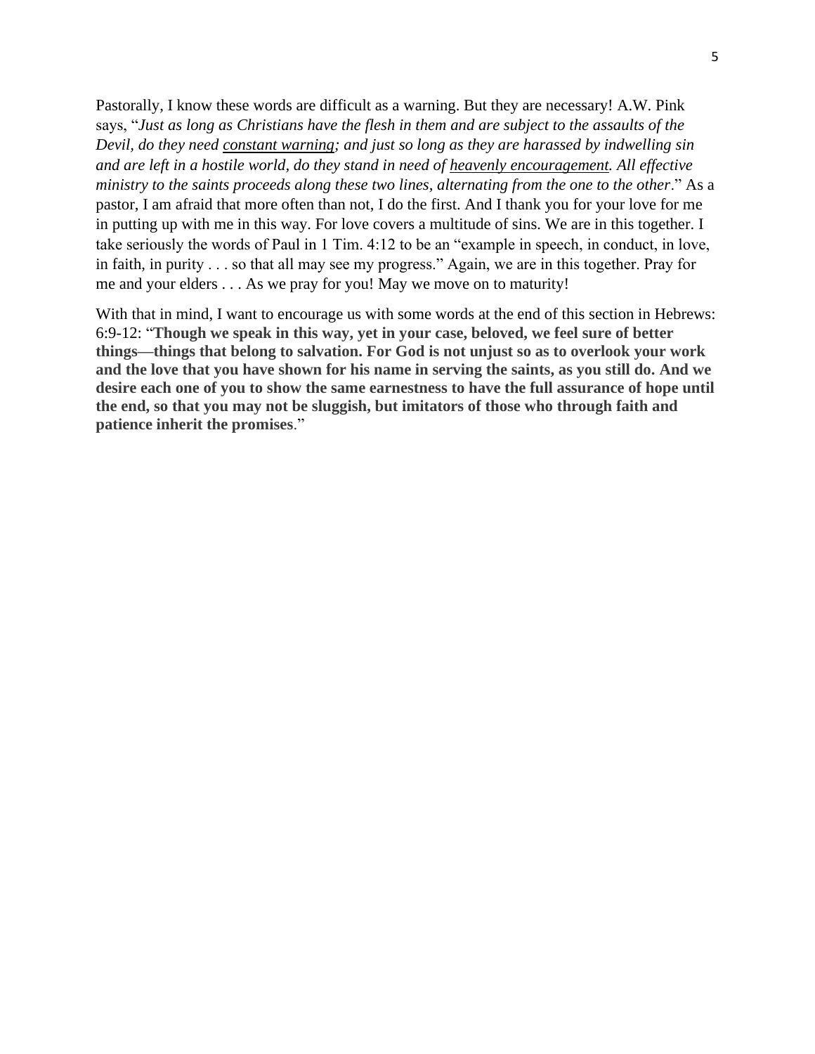Pastorally, I know these words are difficult as a warning. But they are necessary! A.W. Pink says, "*Just as long as Christians have the flesh in them and are subject to the assaults of the Devil, do they need <u>constant warning</u>; and just so long as they are harassed by indwelling sin and are left in a hostile world, do they stand in need of <u>heavenly encouragement</u>. All effective ministry to the saints proceeds along these two lines, alternating from the one to the other*." As a pastor, I am afraid that more often than not, I do the first. And I thank you for your love for me in putting up with me in this way. For love covers a multitude of sins. We are in this together. I take seriously the words of Paul in 1 Tim. 4:12 to be an "example in speech, in conduct, in love, in faith, in purity . . . so that all may see my progress." Again, we are in this together. Pray for me and your elders . . . As we pray for you! May we move on to maturity!

With that in mind, I want to encourage us with some words at the end of this section in Hebrews: 6:9-12: "**Though we speak in this way, yet in your case, beloved, we feel sure of better things—things that belong to salvation. For God is not unjust so as to overlook your work and the love that you have shown for his name in serving the saints, as you still do. And we desire each one of you to show the same earnestness to have the full assurance of hope until the end, so that you may not be sluggish, but imitators of those who through faith and patience inherit the promises**."